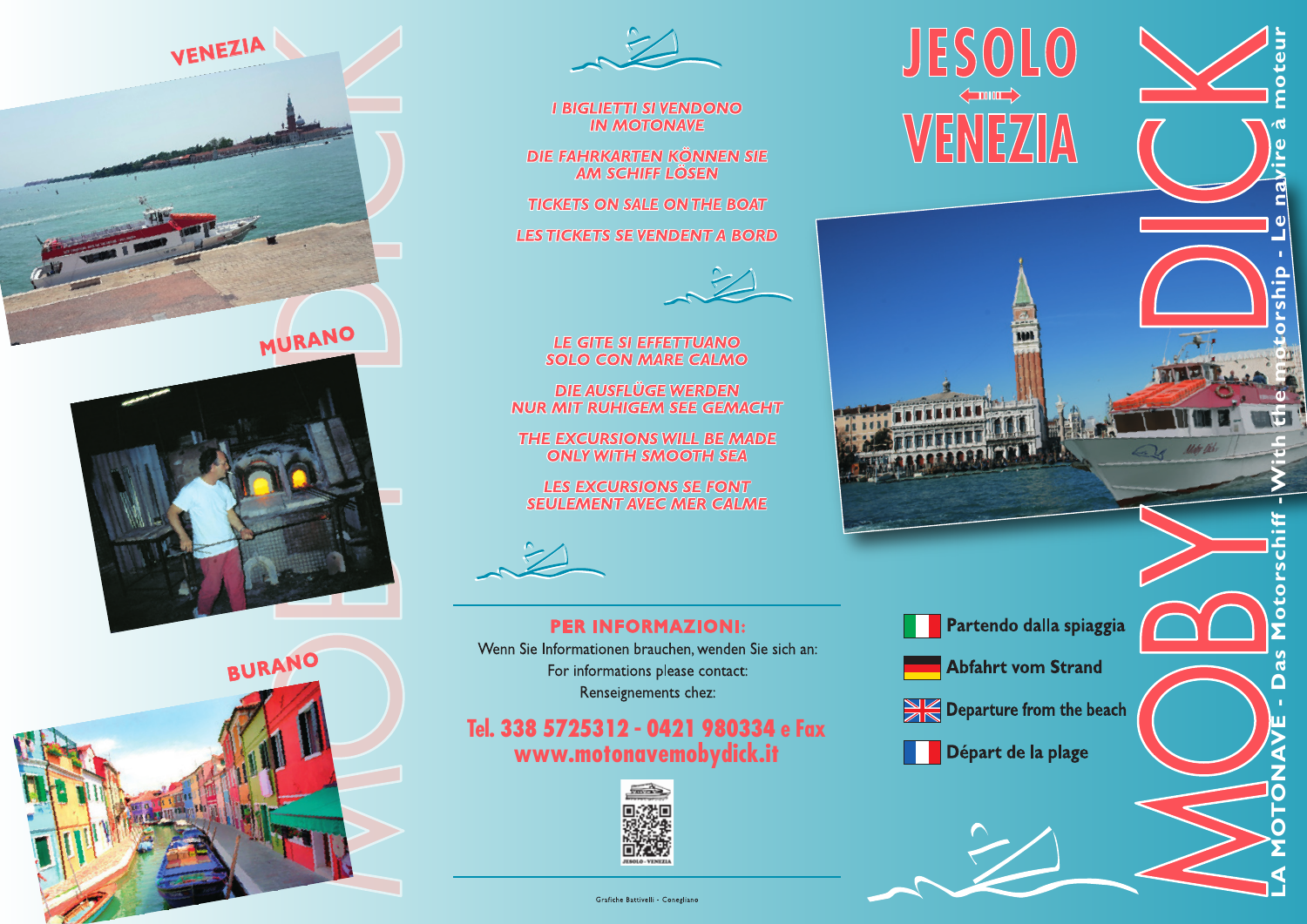VENEZIA

MURANO

BURANO

*I BIGLIETTI SI VENDONO IN MOTONAVE*

*DIE FAHRKARTEN KÖNNEN SIE AM SCHIFF LÖSEN*

*TICKETS ON SALE ON THE BOAT*

*LES TICKETS SE VENDENT A BORD*

*LE GITE SI EFFETTUANO SOLO CON MARE CALMO*

*DIE AUSFLÜGE WERDEN NUR MIT RUHIGEM SEE GEMACHT*

*THE EXCURSIONS WILL BE MADE ONLY WITH SMOOTH SEA*

*LES EXCURSIONS SE FONT SEULEMENT AVEC MER CALME*

**PER INFORMAZIONI:**

Wenn Sie Informationen brauchen, wenden Sie sich an:
For informations please contact:
Renseignements chez:

**Tel. 338 5725312 - 0421 980334 e Fax**
**www.motonavemobydick.it**

Grafiche Battivelli - Conegliano

# JESOLO ⟷ VENEZIA

**Partendo dalla spiaggia**

**Abfahrt vom Strand**

**Departure from the beach**

**Départ de la plage**

# MOBY DICK

LA MOTONAVE - Das Motorschiff - With the motorship - Le navire à moteur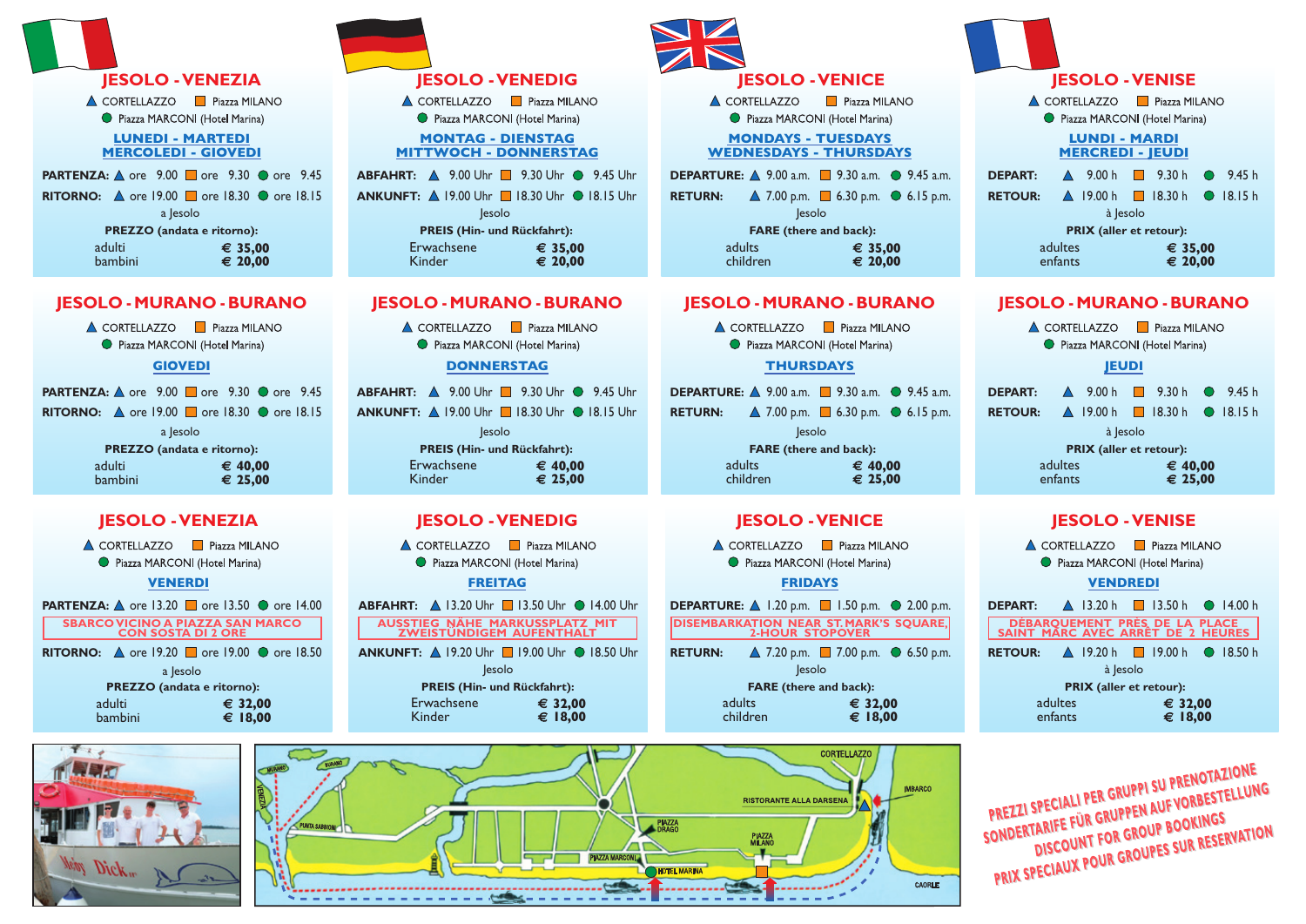## JESOLO - VENEZIA

▲ CORTELLAZZO ■ Piazza MILANO
● Piazza MARCONI (Hotel Marina)

**LUNEDI - MARTEDI**
**MERCOLEDI - GIOVEDI**

**PARTENZA:** ▲ ore 9.00 ■ ore 9.30 ● ore 9.45
**RITORNO:** ▲ ore 19.00 ■ ore 18.30 ● ore 18.15
a Jesolo

**PREZZO (andata e ritorno):**
adulti **€ 35,00**
bambini **€ 20,00**

## JESOLO - VENEDIG

▲ CORTELLAZZO ■ Piazza MILANO
● Piazza MARCONI (Hotel Marina)

**MONTAG - DIENSTAG**
**MITTWOCH - DONNERSTAG**

**ABFAHRT:** ▲ 9.00 Uhr ■ 9.30 Uhr ● 9.45 Uhr
**ANKUNFT:** ▲ 19.00 Uhr ■ 18.30 Uhr ● 18.15 Uhr
Jesolo

**PREIS (Hin- und Rückfahrt):**
Erwachsene **€ 35,00**
Kinder **€ 20,00**

## JESOLO - VENICE

▲ CORTELLAZZO ■ Piazza MILANO
● Piazza MARCONI (Hotel Marina)

**MONDAYS - TUESDAYS**
**WEDNESDAYS - THURSDAYS**

**DEPARTURE:** ▲ 9.00 a.m. ■ 9.30 a.m. ● 9.45 a.m.
**RETURN:** ▲ 7.00 p.m. ■ 6.30 p.m. ● 6.15 p.m.
Jesolo

**FARE (there and back):**
adults **€ 35,00**
children **€ 20,00**

## JESOLO - VENISE

▲ CORTELLAZZO ■ Piazza MILANO
● Piazza MARCONI (Hotel Marina)

**LUNDI - MARDI**
**MERCREDI - JEUDI**

**DEPART:** ▲ 9.00 h ■ 9.30 h ● 9.45 h
**RETOUR:** ▲ 19.00 h ■ 18.30 h ● 18.15 h
à Jesolo

**PRIX (aller et retour):**
adultes **€ 35,00**
enfants **€ 20,00**

## JESOLO - MURANO - BURANO

▲ CORTELLAZZO ■ Piazza MILANO
● Piazza MARCONI (Hotel Marina)

**GIOVEDI**

**PARTENZA:** ▲ ore 9.00 ■ ore 9.30 ● ore 9.45
**RITORNO:** ▲ ore 19.00 ■ ore 18.30 ● ore 18.15
a Jesolo

**PREZZO (andata e ritorno):**
adulti **€ 40,00**
bambini **€ 25,00**

## JESOLO - MURANO - BURANO

▲ CORTELLAZZO ■ Piazza MILANO
● Piazza MARCONI (Hotel Marina)

**DONNERSTAG**

**ABFAHRT:** ▲ 9.00 Uhr ■ 9.30 Uhr ● 9.45 Uhr
**ANKUNFT:** ▲ 19.00 Uhr ■ 18.30 Uhr ● 18.15 Uhr
Jesolo

**PREIS (Hin- und Rückfahrt):**
Erwachsene **€ 40,00**
Kinder **€ 25,00**

## JESOLO - MURANO - BURANO

▲ CORTELLAZZO ■ Piazza MILANO
● Piazza MARCONI (Hotel Marina)

**THURSDAYS**

**DEPARTURE:** ▲ 9.00 a.m. ■ 9.30 a.m. ● 9.45 a.m.
**RETURN:** ▲ 7.00 p.m. ■ 6.30 p.m. ● 6.15 p.m.
Jesolo

**FARE (there and back):**
adults **€ 40,00**
children **€ 25,00**

## JESOLO - MURANO - BURANO

▲ CORTELLAZZO ■ Piazza MILANO
● Piazza MARCONI (Hotel Marina)

**JEUDI**

**DEPART:** ▲ 9.00 h ■ 9.30 h ● 9.45 h
**RETOUR:** ▲ 19.00 h ■ 18.30 h ● 18.15 h
à Jesolo

**PRIX (aller et retour):**
adultes **€ 40,00**
enfants **€ 25,00**

## JESOLO - VENEZIA

▲ CORTELLAZZO ■ Piazza MILANO
● Piazza MARCONI (Hotel Marina)

**VENERDI**

**PARTENZA:** ▲ ore 13.20 ■ ore 13.50 ● ore 14.00

**SBARCO VICINO A PIAZZA SAN MARCO CON SOSTA DI 2 ORE**

**RITORNO:** ▲ ore 19.20 ■ ore 19.00 ● ore 18.50
a Jesolo

**PREZZO (andata e ritorno):**
adulti **€ 32,00**
bambini **€ 18,00**

## JESOLO - VENEDIG

▲ CORTELLAZZO ■ Piazza MILANO
● Piazza MARCONI (Hotel Marina)

**FREITAG**

**ABFAHRT:** ▲ 13.20 Uhr ■ 13.50 Uhr ● 14.00 Uhr

**AUSSTIEG NÄHE MARKUSSPLATZ MIT ZWEISTÜNDIGEM AUFENTHALT**

**ANKUNFT:** ▲ 19.20 Uhr ■ 19.00 Uhr ● 18.50 Uhr
Jesolo

**PREIS (Hin- und Rückfahrt):**
Erwachsene **€ 32,00**
Kinder **€ 18,00**

## JESOLO - VENICE

▲ CORTELLAZZO ■ Piazza MILANO
● Piazza MARCONI (Hotel Marina)

**FRIDAYS**

**DEPARTURE:** ▲ 1.20 p.m. ■ 1.50 p.m. ● 2.00 p.m.

**DISEMBARKATION NEAR ST. MARK'S SQUARE, 2-HOUR STOPOVER**

**RETURN:** ▲ 7.20 p.m. ■ 7.00 p.m. ● 6.50 p.m.
Jesolo

**FARE (there and back):**
adults **€ 32,00**
children **€ 18,00**

## JESOLO - VENISE

▲ CORTELLAZZO ■ Piazza MILANO
● Piazza MARCONI (Hotel Marina)

**VENDREDI**

**DEPART:** ▲ 13.20 h ■ 13.50 h ● 14.00 h

**DÉBARQUEMENT PRÈS DE LA PLACE SAINT MARC AVEC ARRÊT DE 2 HEURES**

**RETOUR:** ▲ 19.20 h ■ 19.00 h ● 18.50 h
à Jesolo

**PRIX (aller et retour):**
adultes **€ 32,00**
enfants **€ 18,00**

MURANO
BURANO
VENEZIA
PUNTA SABBIONI
PIAZZA DRAGO
PIAZZA MARCONI
HOTEL MARINA
PIAZZA MILANO
RISTORANTE ALLA DARSENA
CORTELLAZZO
IMBARCO
CAORLE

**PREZZI SPECIALI PER GRUPPI SU PRENOTAZIONE**
**SONDERTARIFE FÜR GRUPPEN AUF VORBESTELLUNG**
**DISCOUNT FOR GROUP BOOKINGS**
**PRIX SPECIAUX POUR GROUPES SUR RESERVATION**